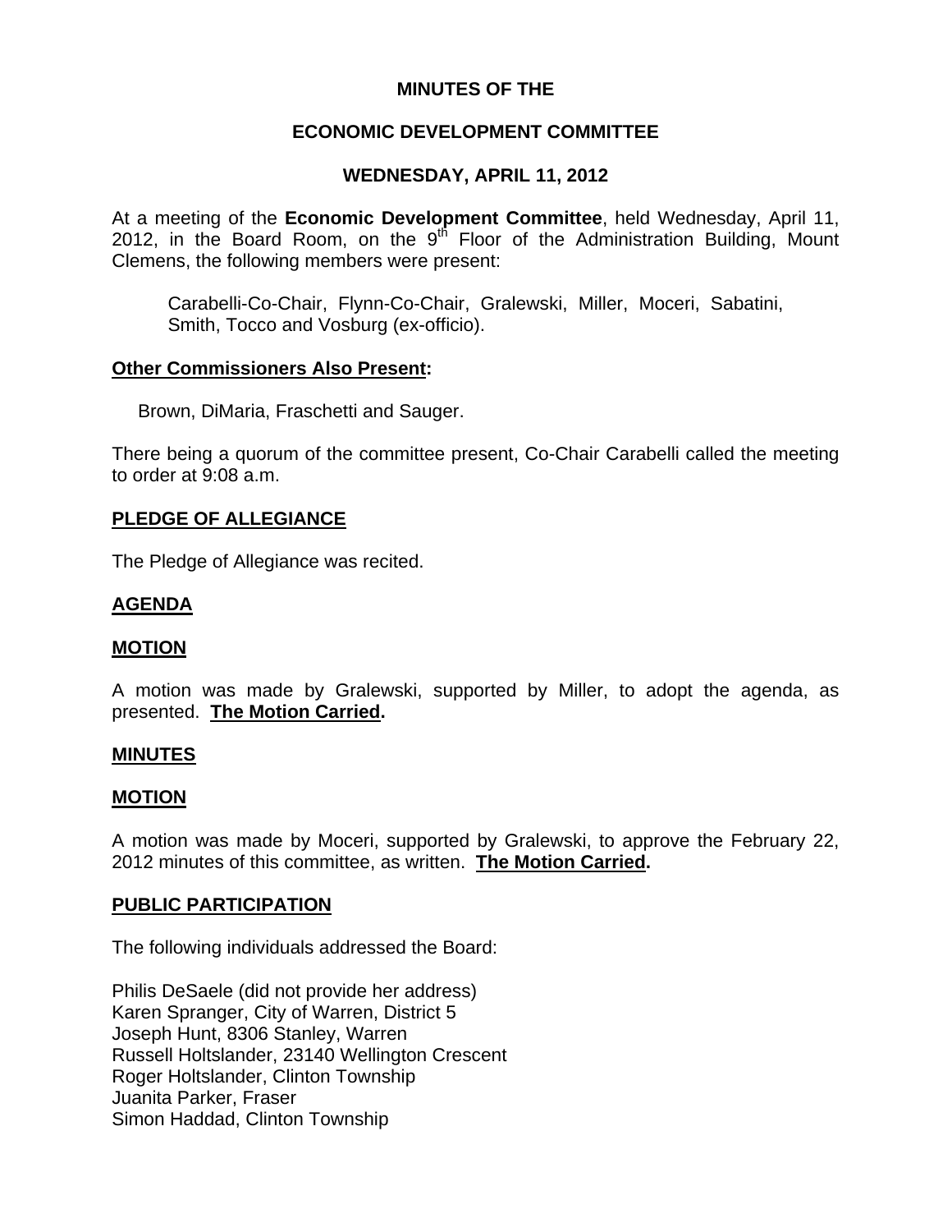**MINUTES OF THE**

**ECONOMIC DEVELOPMENT COMMITTEE**

**WEDNESDAY, APRIL 11, 2012**

At a meeting of the **Economic Development Committee**, held Wednesday, April 11, 2012, in the Board Room, on the 9th Floor of the Administration Building, Mount Clemens, the following members were present:

> Carabelli-Co-Chair, Flynn-Co-Chair, Gralewski, Miller, Moceri, Sabatini, Smith, Tocco and Vosburg (ex-officio).

**Other Commissioners Also Present:**

> Brown, DiMaria, Fraschetti and Sauger.

There being a quorum of the committee present, Co-Chair Carabelli called the meeting to order at 9:08 a.m.

## PLEDGE OF ALLEGIANCE

The Pledge of Allegiance was recited.

## AGENDA

### MOTION

A motion was made by Gralewski, supported by Miller, to adopt the agenda, as presented. **The Motion Carried.**

## MINUTES

### MOTION

A motion was made by Moceri, supported by Gralewski, to approve the February 22, 2012 minutes of this committee, as written. **The Motion Carried.**

## PUBLIC PARTICIPATION

The following individuals addressed the Board:

Philis DeSaele (did not provide her address)
Karen Spranger, City of Warren, District 5
Joseph Hunt, 8306 Stanley, Warren
Russell Holtslander, 23140 Wellington Crescent
Roger Holtslander, Clinton Township
Juanita Parker, Fraser
Simon Haddad, Clinton Township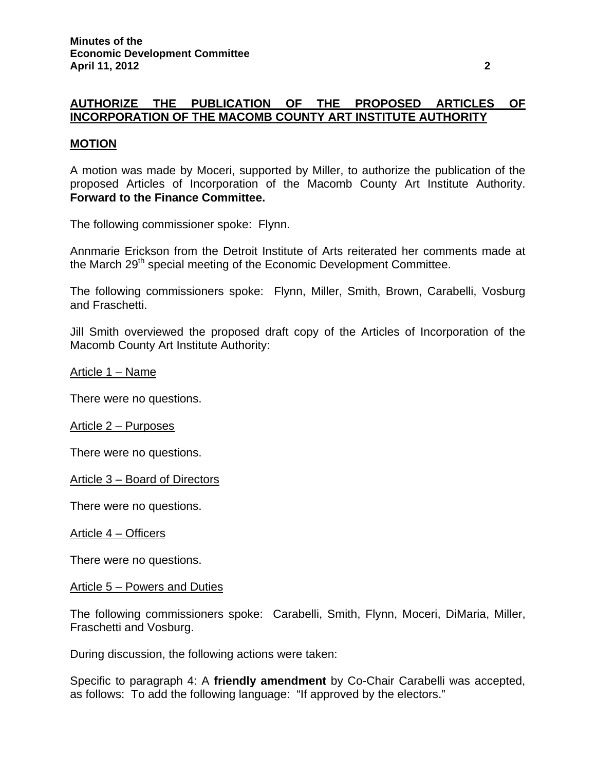**AUTHORIZE THE PUBLICATION OF THE PROPOSED ARTICLES OF INCORPORATION OF THE MACOMB COUNTY ART INSTITUTE AUTHORITY**

**MOTION**

A motion was made by Moceri, supported by Miller, to authorize the publication of the proposed Articles of Incorporation of the Macomb County Art Institute Authority. **Forward to the Finance Committee.**

The following commissioner spoke: Flynn.

Annmarie Erickson from the Detroit Institute of Arts reiterated her comments made at the March 29th special meeting of the Economic Development Committee.

The following commissioners spoke: Flynn, Miller, Smith, Brown, Carabelli, Vosburg and Fraschetti.

Jill Smith overviewed the proposed draft copy of the Articles of Incorporation of the Macomb County Art Institute Authority:

Article 1 – Name

There were no questions.

Article 2 – Purposes

There were no questions.

Article 3 – Board of Directors

There were no questions.

Article 4 – Officers

There were no questions.

Article 5 – Powers and Duties

The following commissioners spoke: Carabelli, Smith, Flynn, Moceri, DiMaria, Miller, Fraschetti and Vosburg.

During discussion, the following actions were taken:

Specific to paragraph 4: A **friendly amendment** by Co-Chair Carabelli was accepted, as follows: To add the following language: "If approved by the electors."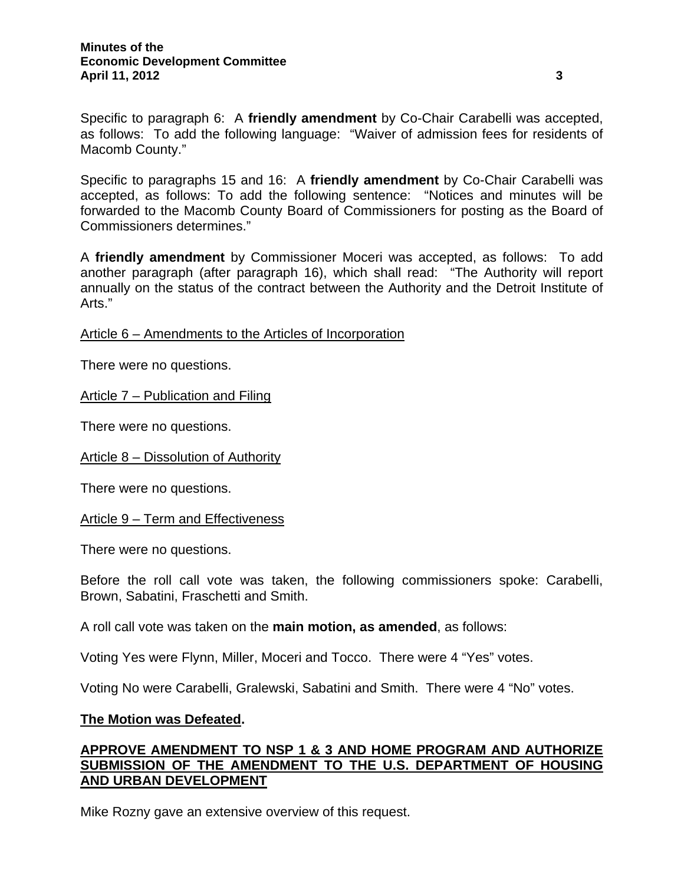Specific to paragraph 6: A **friendly amendment** by Co-Chair Carabelli was accepted, as follows: To add the following language: "Waiver of admission fees for residents of Macomb County."

Specific to paragraphs 15 and 16: A **friendly amendment** by Co-Chair Carabelli was accepted, as follows: To add the following sentence: "Notices and minutes will be forwarded to the Macomb County Board of Commissioners for posting as the Board of Commissioners determines."

A **friendly amendment** by Commissioner Moceri was accepted, as follows: To add another paragraph (after paragraph 16), which shall read: "The Authority will report annually on the status of the contract between the Authority and the Detroit Institute of Arts."

Article 6 – Amendments to the Articles of Incorporation

There were no questions.

Article 7 – Publication and Filing

There were no questions.

Article 8 – Dissolution of Authority

There were no questions.

Article 9 – Term and Effectiveness

There were no questions.

Before the roll call vote was taken, the following commissioners spoke: Carabelli, Brown, Sabatini, Fraschetti and Smith.

A roll call vote was taken on the **main motion, as amended**, as follows:

Voting Yes were Flynn, Miller, Moceri and Tocco. There were 4 "Yes" votes.

Voting No were Carabelli, Gralewski, Sabatini and Smith. There were 4 "No" votes.

**The Motion was Defeated.**

## APPROVE AMENDMENT TO NSP 1 & 3 AND HOME PROGRAM AND AUTHORIZE SUBMISSION OF THE AMENDMENT TO THE U.S. DEPARTMENT OF HOUSING AND URBAN DEVELOPMENT

Mike Rozny gave an extensive overview of this request.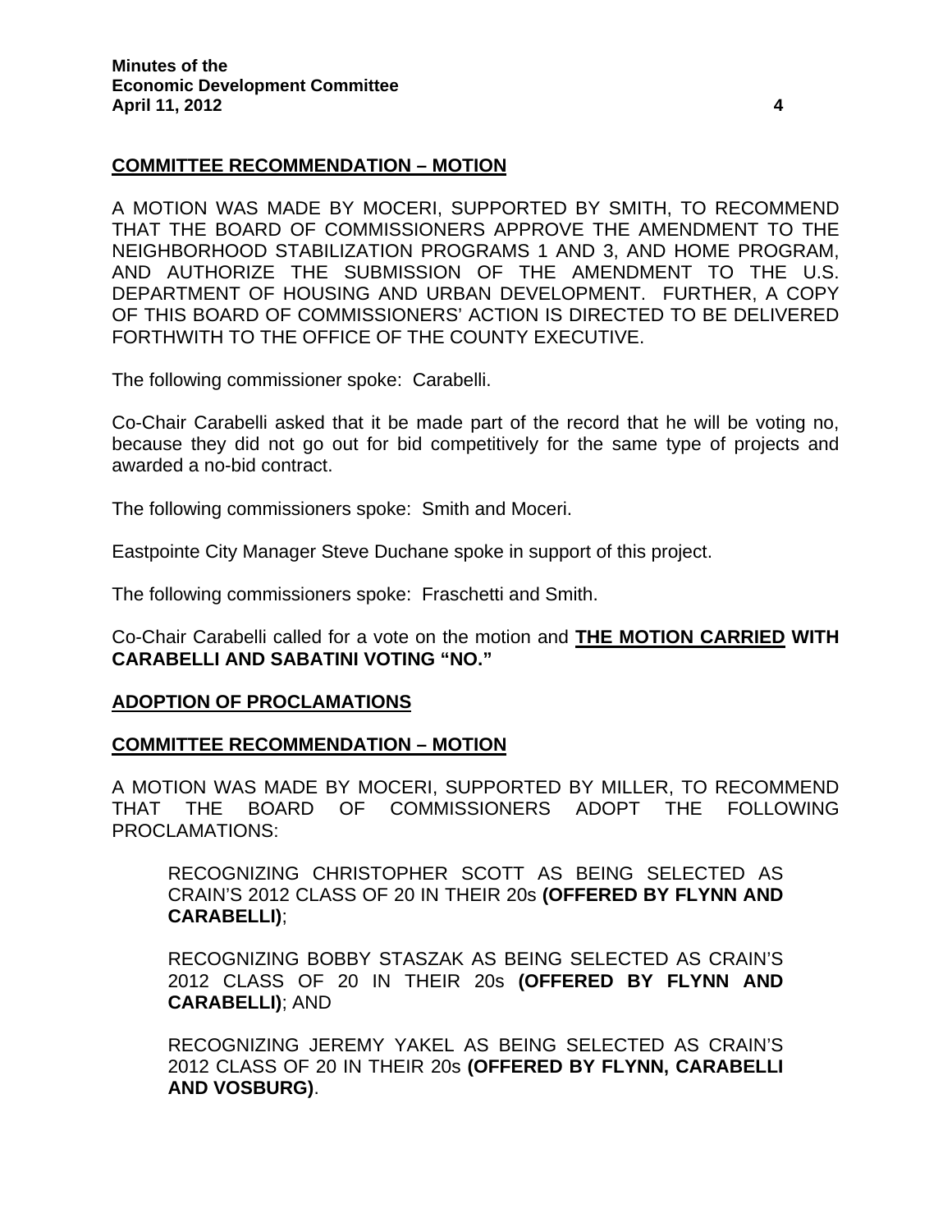**COMMITTEE RECOMMENDATION – MOTION**

A MOTION WAS MADE BY MOCERI, SUPPORTED BY SMITH, TO RECOMMEND THAT THE BOARD OF COMMISSIONERS APPROVE THE AMENDMENT TO THE NEIGHBORHOOD STABILIZATION PROGRAMS 1 AND 3, AND HOME PROGRAM, AND AUTHORIZE THE SUBMISSION OF THE AMENDMENT TO THE U.S. DEPARTMENT OF HOUSING AND URBAN DEVELOPMENT. FURTHER, A COPY OF THIS BOARD OF COMMISSIONERS' ACTION IS DIRECTED TO BE DELIVERED FORTHWITH TO THE OFFICE OF THE COUNTY EXECUTIVE.

The following commissioner spoke: Carabelli.

Co-Chair Carabelli asked that it be made part of the record that he will be voting no, because they did not go out for bid competitively for the same type of projects and awarded a no-bid contract.

The following commissioners spoke: Smith and Moceri.

Eastpointe City Manager Steve Duchane spoke in support of this project.

The following commissioners spoke: Fraschetti and Smith.

Co-Chair Carabelli called for a vote on the motion and **THE MOTION CARRIED WITH CARABELLI AND SABATINI VOTING "NO."**

**ADOPTION OF PROCLAMATIONS**

**COMMITTEE RECOMMENDATION – MOTION**

A MOTION WAS MADE BY MOCERI, SUPPORTED BY MILLER, TO RECOMMEND THAT THE BOARD OF COMMISSIONERS ADOPT THE FOLLOWING PROCLAMATIONS:

RECOGNIZING CHRISTOPHER SCOTT AS BEING SELECTED AS CRAIN'S 2012 CLASS OF 20 IN THEIR 20s **(OFFERED BY FLYNN AND CARABELLI)**;

RECOGNIZING BOBBY STASZAK AS BEING SELECTED AS CRAIN'S 2012 CLASS OF 20 IN THEIR 20s **(OFFERED BY FLYNN AND CARABELLI)**; AND

RECOGNIZING JEREMY YAKEL AS BEING SELECTED AS CRAIN'S 2012 CLASS OF 20 IN THEIR 20s **(OFFERED BY FLYNN, CARABELLI AND VOSBURG)**.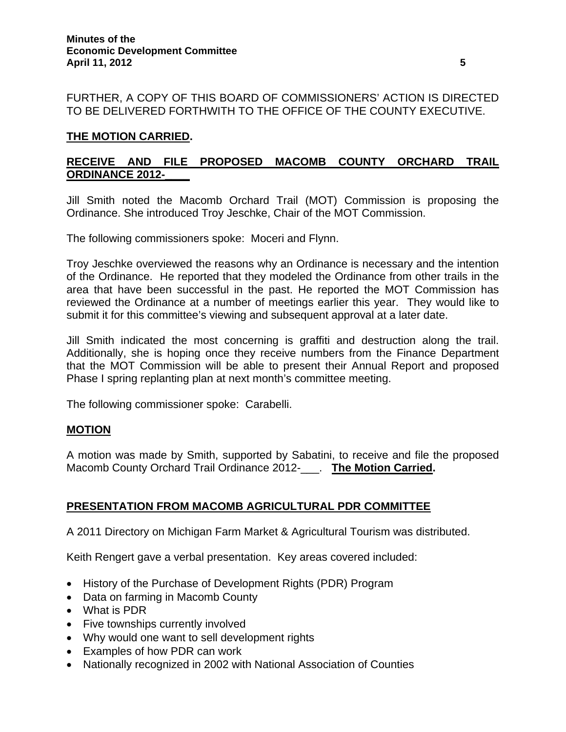FURTHER, A COPY OF THIS BOARD OF COMMISSIONERS' ACTION IS DIRECTED TO BE DELIVERED FORTHWITH TO THE OFFICE OF THE COUNTY EXECUTIVE.

**THE MOTION CARRIED.**

## RECEIVE AND FILE PROPOSED MACOMB COUNTY ORCHARD TRAIL ORDINANCE 2012-____

Jill Smith noted the Macomb Orchard Trail (MOT) Commission is proposing the Ordinance. She introduced Troy Jeschke, Chair of the MOT Commission.

The following commissioners spoke: Moceri and Flynn.

Troy Jeschke overviewed the reasons why an Ordinance is necessary and the intention of the Ordinance. He reported that they modeled the Ordinance from other trails in the area that have been successful in the past. He reported the MOT Commission has reviewed the Ordinance at a number of meetings earlier this year. They would like to submit it for this committee's viewing and subsequent approval at a later date.

Jill Smith indicated the most concerning is graffiti and destruction along the trail. Additionally, she is hoping once they receive numbers from the Finance Department that the MOT Commission will be able to present their Annual Report and proposed Phase I spring replanting plan at next month's committee meeting.

The following commissioner spoke: Carabelli.

**MOTION**

A motion was made by Smith, supported by Sabatini, to receive and file the proposed Macomb County Orchard Trail Ordinance 2012-___. **The Motion Carried.**

## PRESENTATION FROM MACOMB AGRICULTURAL PDR COMMITTEE

A 2011 Directory on Michigan Farm Market & Agricultural Tourism was distributed.

Keith Rengert gave a verbal presentation. Key areas covered included:

- History of the Purchase of Development Rights (PDR) Program
- Data on farming in Macomb County
- What is PDR
- Five townships currently involved
- Why would one want to sell development rights
- Examples of how PDR can work
- Nationally recognized in 2002 with National Association of Counties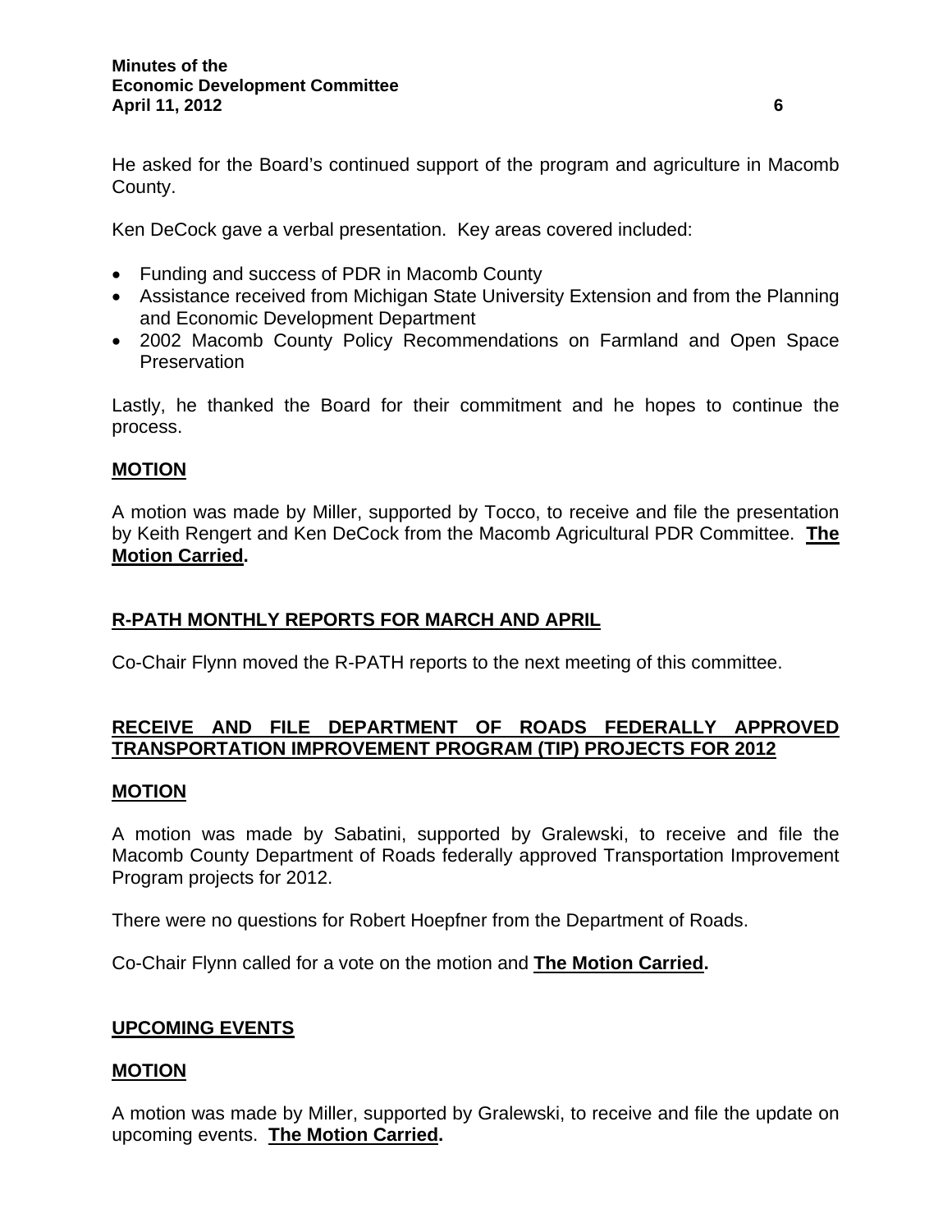He asked for the Board's continued support of the program and agriculture in Macomb County.

Ken DeCock gave a verbal presentation. Key areas covered included:

- Funding and success of PDR in Macomb County
- Assistance received from Michigan State University Extension and from the Planning and Economic Development Department
- 2002 Macomb County Policy Recommendations on Farmland and Open Space Preservation

Lastly, he thanked the Board for their commitment and he hopes to continue the process.

**MOTION**

A motion was made by Miller, supported by Tocco, to receive and file the presentation by Keith Rengert and Ken DeCock from the Macomb Agricultural PDR Committee. **The Motion Carried.**

## R-PATH MONTHLY REPORTS FOR MARCH AND APRIL

Co-Chair Flynn moved the R-PATH reports to the next meeting of this committee.

## RECEIVE AND FILE DEPARTMENT OF ROADS FEDERALLY APPROVED TRANSPORTATION IMPROVEMENT PROGRAM (TIP) PROJECTS FOR 2012

**MOTION**

A motion was made by Sabatini, supported by Gralewski, to receive and file the Macomb County Department of Roads federally approved Transportation Improvement Program projects for 2012.

There were no questions for Robert Hoepfner from the Department of Roads.

Co-Chair Flynn called for a vote on the motion and **The Motion Carried.**

## UPCOMING EVENTS

**MOTION**

A motion was made by Miller, supported by Gralewski, to receive and file the update on upcoming events. **The Motion Carried.**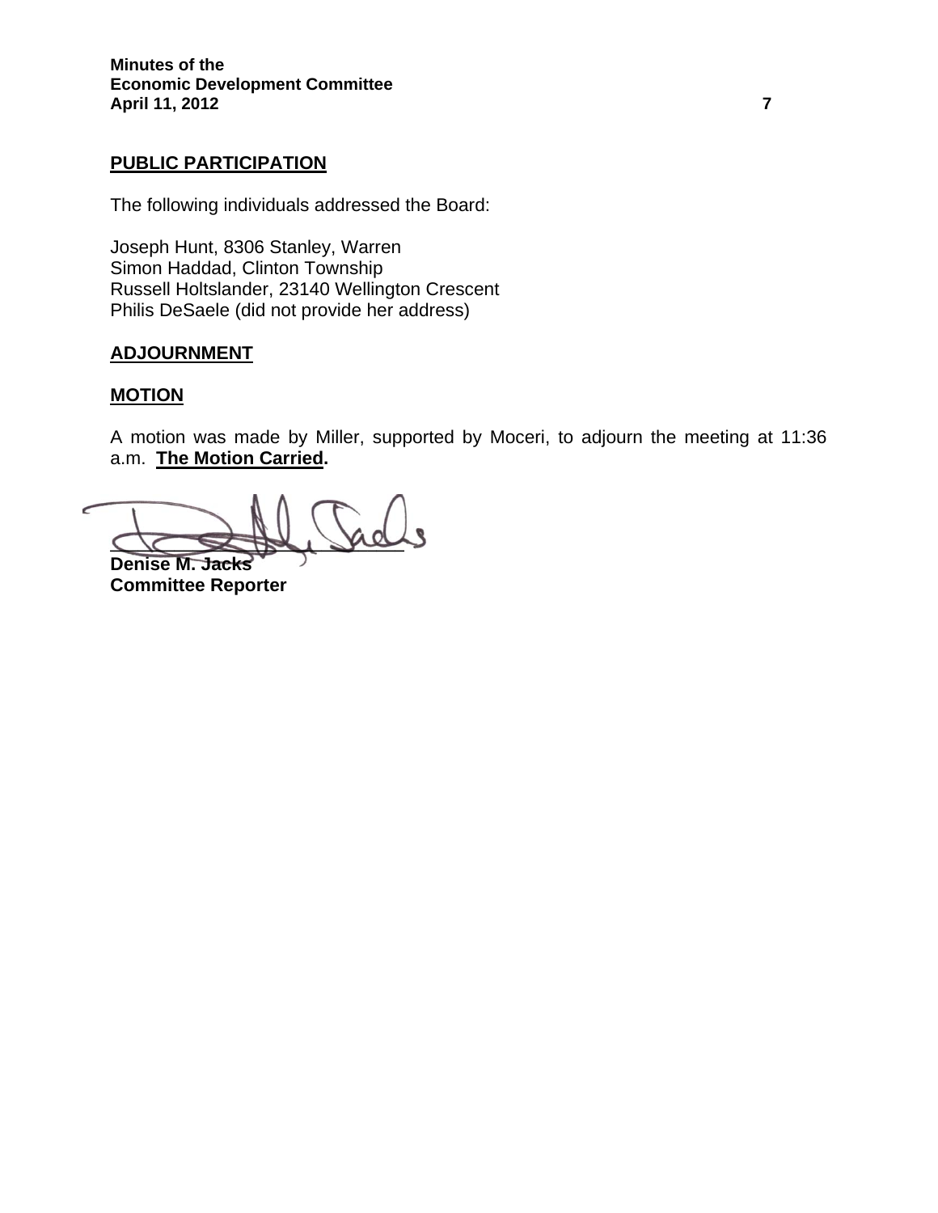## PUBLIC PARTICIPATION

The following individuals addressed the Board:

Joseph Hunt, 8306 Stanley, Warren
Simon Haddad, Clinton Township
Russell Holtslander, 23140 Wellington Crescent
Philis DeSaele (did not provide her address)

## ADJOURNMENT

## MOTION

A motion was made by Miller, supported by Moceri, to adjourn the meeting at 11:36 a.m. **The Motion Carried.**

**Denise M. Jacks**
**Committee Reporter**